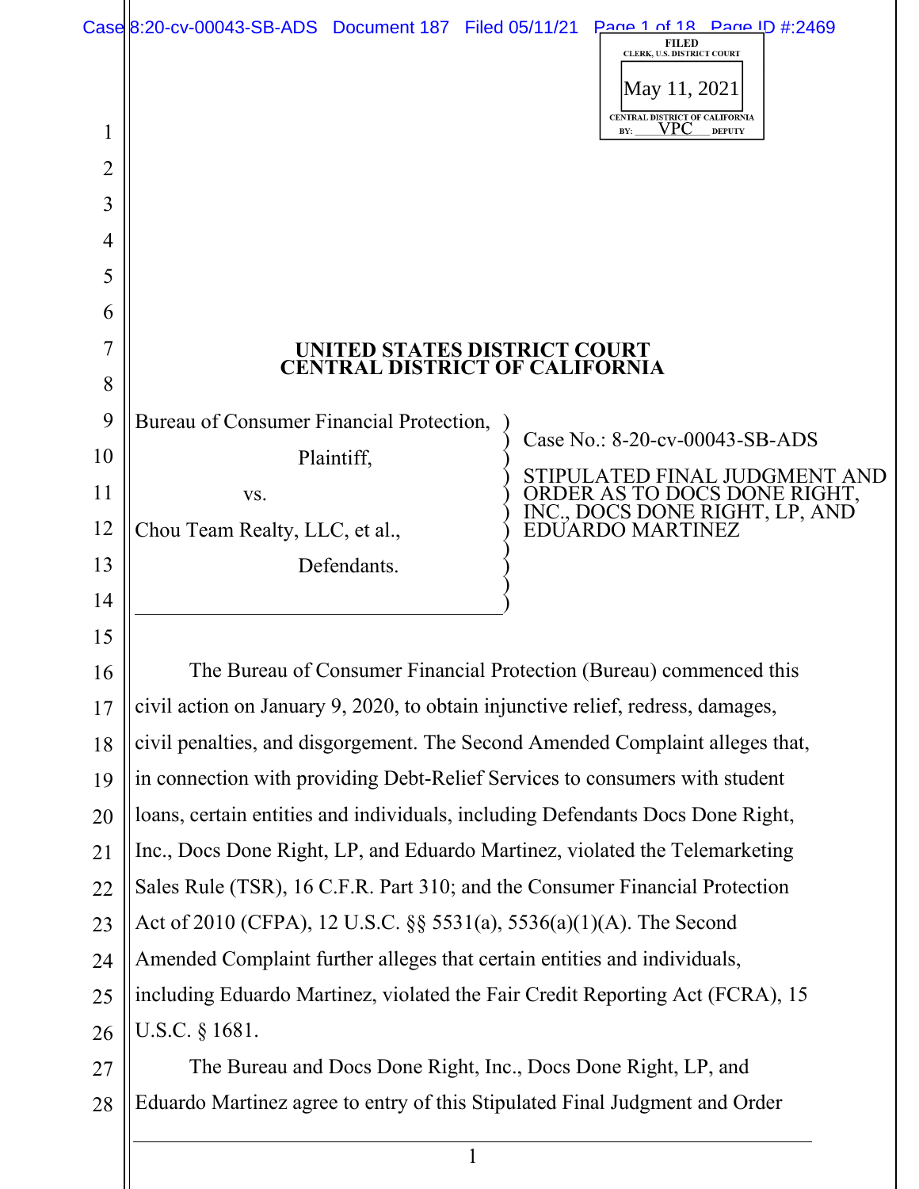# UNITED STATES DISTRICT COURT
# CENTRAL DISTRICT OF CALIFORNIA

Bureau of Consumer Financial Protection,

Plaintiff,

vs.

Chou Team Realty, LLC, et al.,

Defendants.

Case No.: 8-20-cv-00043-SB-ADS

**STIPULATED FINAL JUDGMENT AND ORDER AS TO DOCS DONE RIGHT, INC., DOCS DONE RIGHT, LP, AND EDUARDO MARTINEZ**

The Bureau of Consumer Financial Protection (Bureau) commenced this civil action on January 9, 2020, to obtain injunctive relief, redress, damages, civil penalties, and disgorgement. The Second Amended Complaint alleges that, in connection with providing Debt-Relief Services to consumers with student loans, certain entities and individuals, including Defendants Docs Done Right, Inc., Docs Done Right, LP, and Eduardo Martinez, violated the Telemarketing Sales Rule (TSR), 16 C.F.R. Part 310; and the Consumer Financial Protection Act of 2010 (CFPA), 12 U.S.C. §§ 5531(a), 5536(a)(1)(A). The Second Amended Complaint further alleges that certain entities and individuals, including Eduardo Martinez, violated the Fair Credit Reporting Act (FCRA), 15 U.S.C. § 1681.

The Bureau and Docs Done Right, Inc., Docs Done Right, LP, and Eduardo Martinez agree to entry of this Stipulated Final Judgment and Order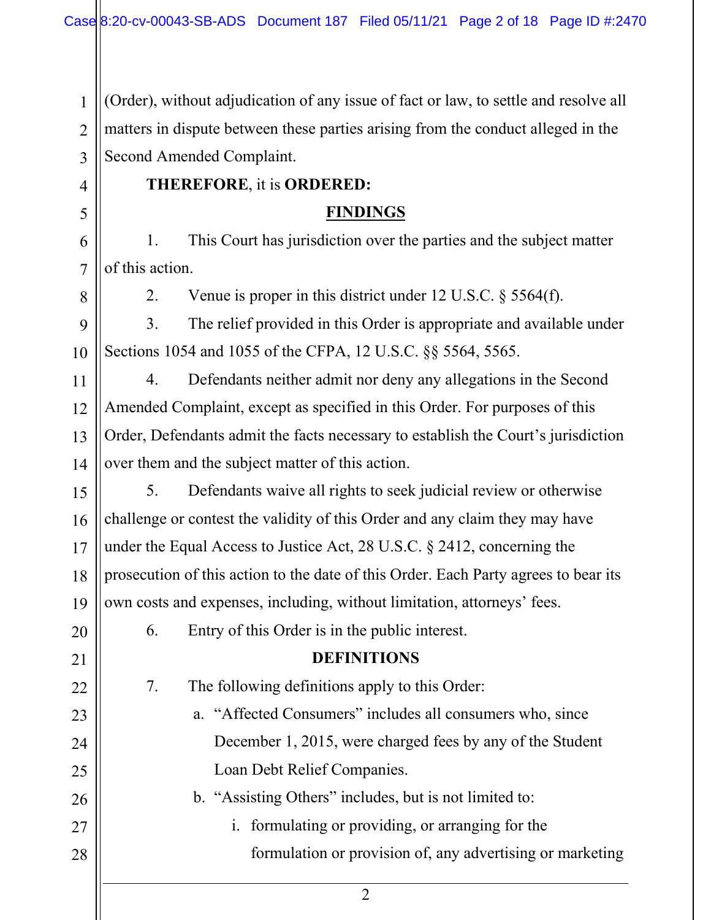(Order), without adjudication of any issue of fact or law, to settle and resolve all matters in dispute between these parties arising from the conduct alleged in the Second Amended Complaint.

**THEREFORE**, it is **ORDERED:**

## FINDINGS

1. This Court has jurisdiction over the parties and the subject matter of this action.

2. Venue is proper in this district under 12 U.S.C. § 5564(f).

3. The relief provided in this Order is appropriate and available under Sections 1054 and 1055 of the CFPA, 12 U.S.C. §§ 5564, 5565.

4. Defendants neither admit nor deny any allegations in the Second Amended Complaint, except as specified in this Order. For purposes of this Order, Defendants admit the facts necessary to establish the Court's jurisdiction over them and the subject matter of this action.

5. Defendants waive all rights to seek judicial review or otherwise challenge or contest the validity of this Order and any claim they may have under the Equal Access to Justice Act, 28 U.S.C. § 2412, concerning the prosecution of this action to the date of this Order. Each Party agrees to bear its own costs and expenses, including, without limitation, attorneys' fees.

6. Entry of this Order is in the public interest.

## DEFINITIONS

7. The following definitions apply to this Order:

   a. "Affected Consumers" includes all consumers who, since December 1, 2015, were charged fees by any of the Student Loan Debt Relief Companies.

   b. "Assisting Others" includes, but is not limited to:

      i. formulating or providing, or arranging for the formulation or provision of, any advertising or marketing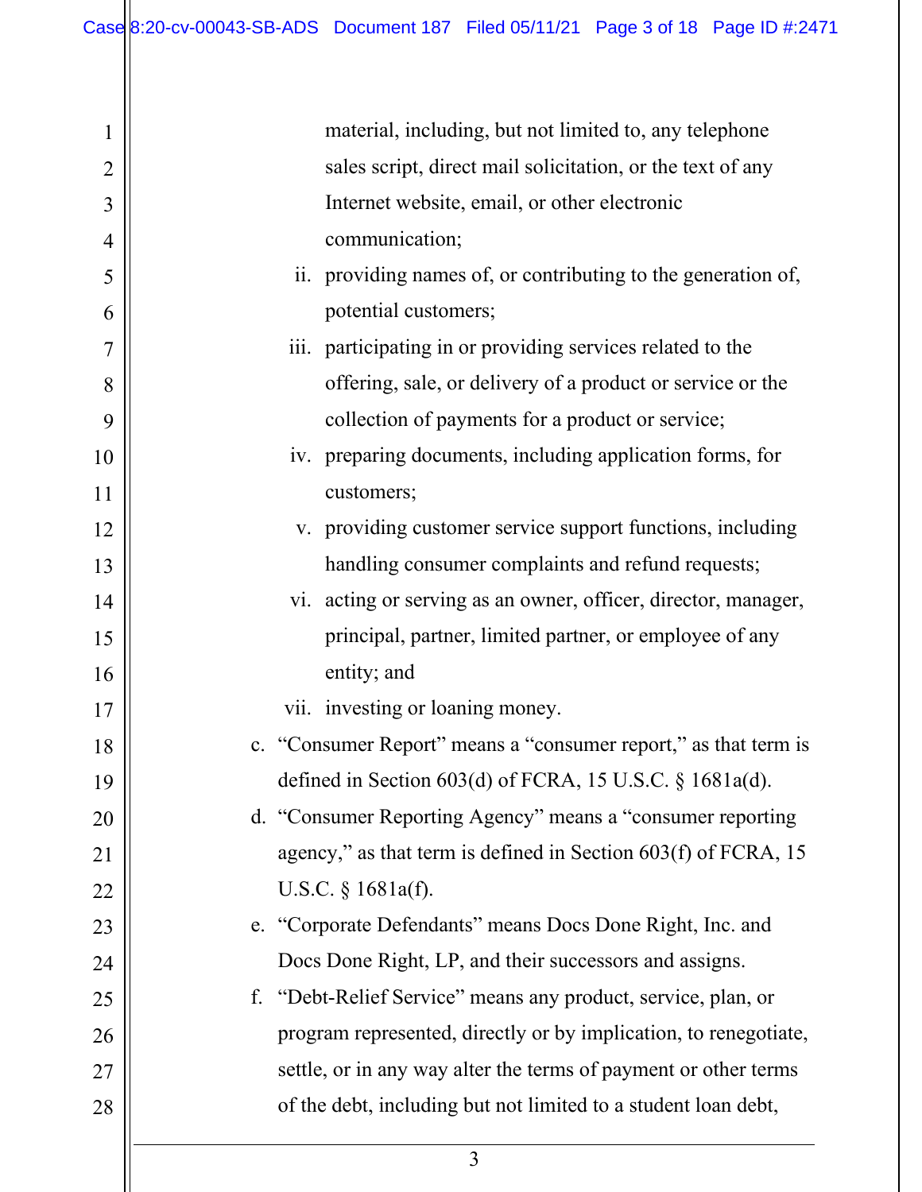material, including, but not limited to, any telephone sales script, direct mail solicitation, or the text of any Internet website, email, or other electronic communication;

ii. providing names of, or contributing to the generation of, potential customers;

iii. participating in or providing services related to the offering, sale, or delivery of a product or service or the collection of payments for a product or service;

iv. preparing documents, including application forms, for customers;

v. providing customer service support functions, including handling consumer complaints and refund requests;

vi. acting or serving as an owner, officer, director, manager, principal, partner, limited partner, or employee of any entity; and

vii. investing or loaning money.

c. "Consumer Report" means a "consumer report," as that term is defined in Section 603(d) of FCRA, 15 U.S.C. § 1681a(d).

d. "Consumer Reporting Agency" means a "consumer reporting agency," as that term is defined in Section 603(f) of FCRA, 15 U.S.C. § 1681a(f).

e. "Corporate Defendants" means Docs Done Right, Inc. and Docs Done Right, LP, and their successors and assigns.

f. "Debt-Relief Service" means any product, service, plan, or program represented, directly or by implication, to renegotiate, settle, or in any way alter the terms of payment or other terms of the debt, including but not limited to a student loan debt,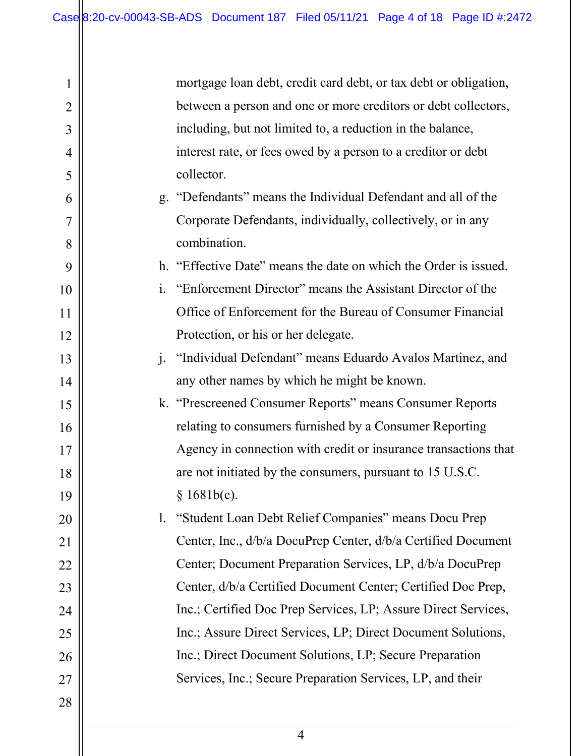mortgage loan debt, credit card debt, or tax debt or obligation, between a person and one or more creditors or debt collectors, including, but not limited to, a reduction in the balance, interest rate, or fees owed by a person to a creditor or debt collector.

g. "Defendants" means the Individual Defendant and all of the Corporate Defendants, individually, collectively, or in any combination.

h. "Effective Date" means the date on which the Order is issued.

i. "Enforcement Director" means the Assistant Director of the Office of Enforcement for the Bureau of Consumer Financial Protection, or his or her delegate.

j. "Individual Defendant" means Eduardo Avalos Martinez, and any other names by which he might be known.

k. "Prescreened Consumer Reports" means Consumer Reports relating to consumers furnished by a Consumer Reporting Agency in connection with credit or insurance transactions that are not initiated by the consumers, pursuant to 15 U.S.C. § 1681b(c).

l. "Student Loan Debt Relief Companies" means Docu Prep Center, Inc., d/b/a DocuPrep Center, d/b/a Certified Document Center; Document Preparation Services, LP, d/b/a DocuPrep Center, d/b/a Certified Document Center; Certified Doc Prep, Inc.; Certified Doc Prep Services, LP; Assure Direct Services, Inc.; Assure Direct Services, LP; Direct Document Solutions, Inc.; Direct Document Solutions, LP; Secure Preparation Services, Inc.; Secure Preparation Services, LP, and their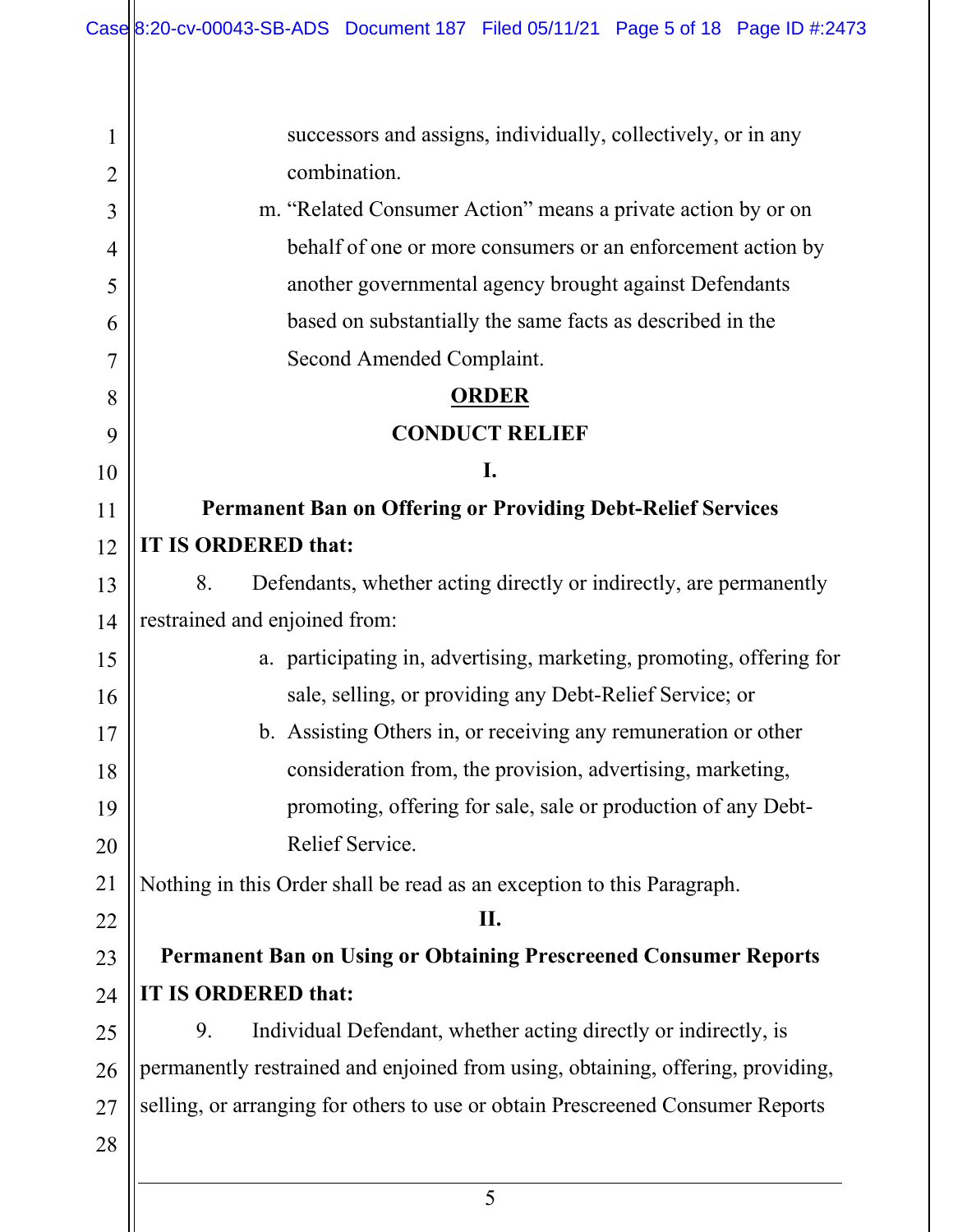successors and assigns, individually, collectively, or in any combination.

m. "Related Consumer Action" means a private action by or on behalf of one or more consumers or an enforcement action by another governmental agency brought against Defendants based on substantially the same facts as described in the Second Amended Complaint.

## ORDER

## CONDUCT RELIEF

### I.

### Permanent Ban on Offering or Providing Debt-Relief Services

**IT IS ORDERED that:**

8. Defendants, whether acting directly or indirectly, are permanently restrained and enjoined from:

   a. participating in, advertising, marketing, promoting, offering for sale, selling, or providing any Debt-Relief Service; or

   b. Assisting Others in, or receiving any remuneration or other consideration from, the provision, advertising, marketing, promoting, offering for sale, sale or production of any Debt-Relief Service.

Nothing in this Order shall be read as an exception to this Paragraph.

### II.

### Permanent Ban on Using or Obtaining Prescreened Consumer Reports

**IT IS ORDERED that:**

9. Individual Defendant, whether acting directly or indirectly, is permanently restrained and enjoined from using, obtaining, offering, providing, selling, or arranging for others to use or obtain Prescreened Consumer Reports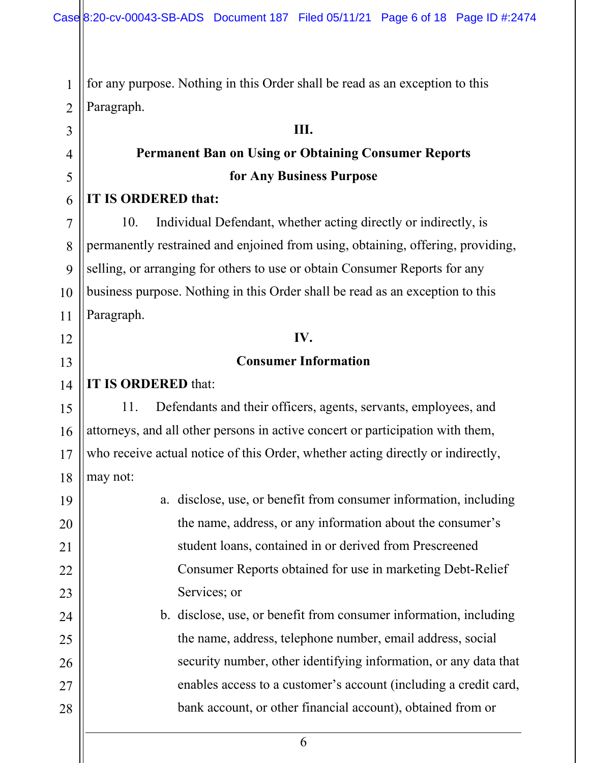for any purpose. Nothing in this Order shall be read as an exception to this Paragraph.

## III.

## Permanent Ban on Using or Obtaining Consumer Reports for Any Business Purpose

**IT IS ORDERED that:**

10. Individual Defendant, whether acting directly or indirectly, is permanently restrained and enjoined from using, obtaining, offering, providing, selling, or arranging for others to use or obtain Consumer Reports for any business purpose. Nothing in this Order shall be read as an exception to this Paragraph.

## IV.

## Consumer Information

**IT IS ORDERED** that:

11. Defendants and their officers, agents, servants, employees, and attorneys, and all other persons in active concert or participation with them, who receive actual notice of this Order, whether acting directly or indirectly, may not:

   a. disclose, use, or benefit from consumer information, including the name, address, or any information about the consumer's student loans, contained in or derived from Prescreened Consumer Reports obtained for use in marketing Debt-Relief Services; or

   b. disclose, use, or benefit from consumer information, including the name, address, telephone number, email address, social security number, other identifying information, or any data that enables access to a customer's account (including a credit card, bank account, or other financial account), obtained from or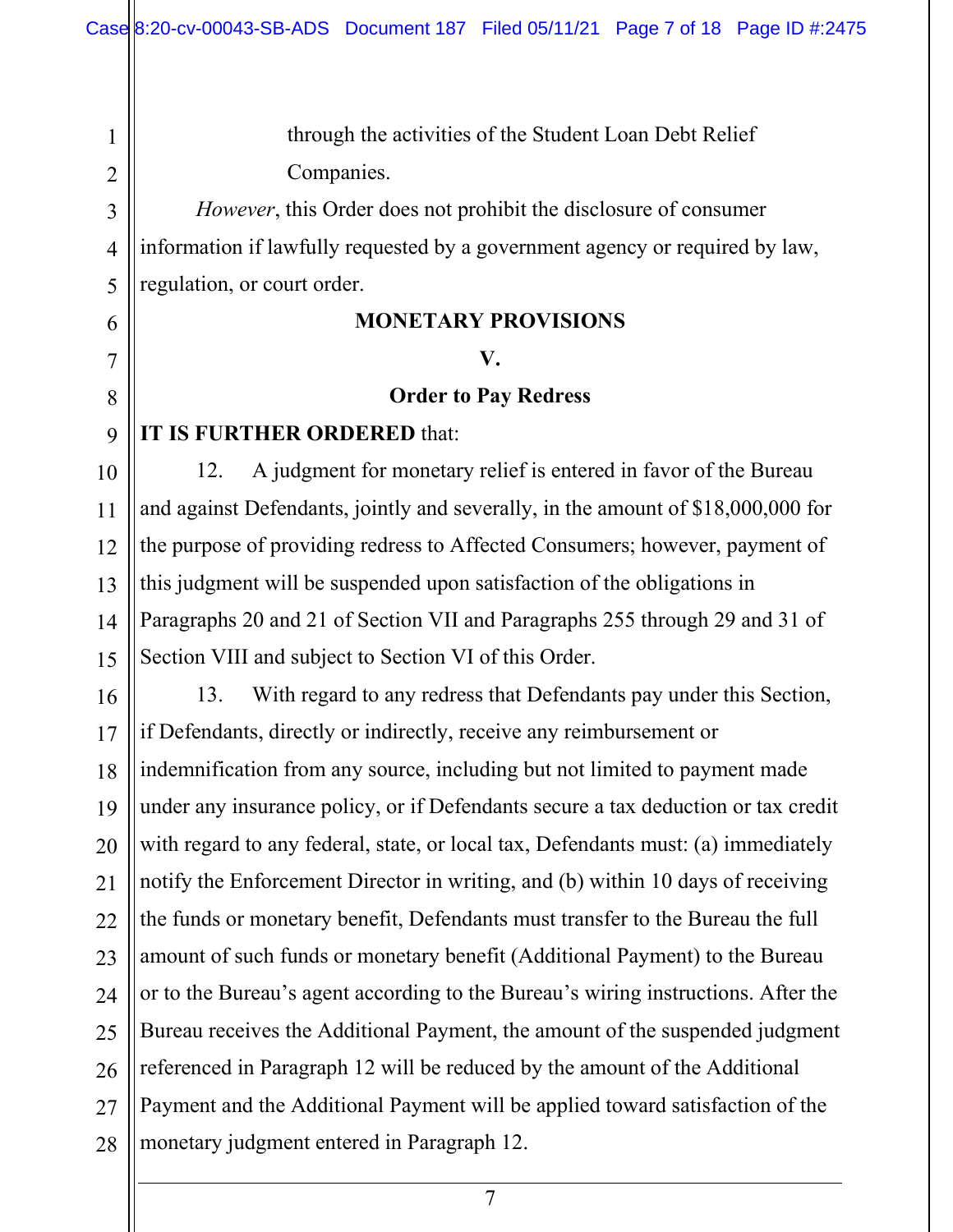through the activities of the Student Loan Debt Relief Companies.

*However*, this Order does not prohibit the disclosure of consumer information if lawfully requested by a government agency or required by law, regulation, or court order.

## MONETARY PROVISIONS

### V.

### Order to Pay Redress

**IT IS FURTHER ORDERED** that:

12. A judgment for monetary relief is entered in favor of the Bureau and against Defendants, jointly and severally, in the amount of $18,000,000 for the purpose of providing redress to Affected Consumers; however, payment of this judgment will be suspended upon satisfaction of the obligations in Paragraphs 20 and 21 of Section VII and Paragraphs 255 through 29 and 31 of Section VIII and subject to Section VI of this Order.

13. With regard to any redress that Defendants pay under this Section, if Defendants, directly or indirectly, receive any reimbursement or indemnification from any source, including but not limited to payment made under any insurance policy, or if Defendants secure a tax deduction or tax credit with regard to any federal, state, or local tax, Defendants must: (a) immediately notify the Enforcement Director in writing, and (b) within 10 days of receiving the funds or monetary benefit, Defendants must transfer to the Bureau the full amount of such funds or monetary benefit (Additional Payment) to the Bureau or to the Bureau's agent according to the Bureau's wiring instructions. After the Bureau receives the Additional Payment, the amount of the suspended judgment referenced in Paragraph 12 will be reduced by the amount of the Additional Payment and the Additional Payment will be applied toward satisfaction of the monetary judgment entered in Paragraph 12.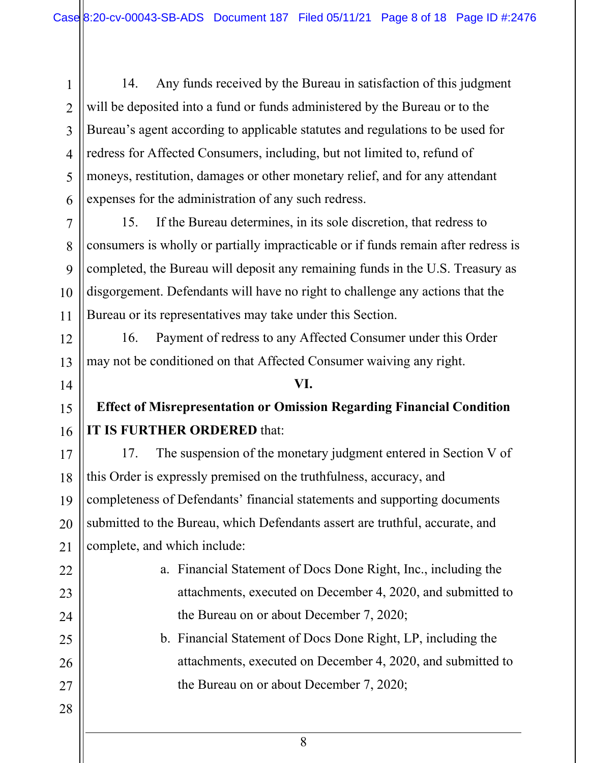14. Any funds received by the Bureau in satisfaction of this judgment will be deposited into a fund or funds administered by the Bureau or to the Bureau's agent according to applicable statutes and regulations to be used for redress for Affected Consumers, including, but not limited to, refund of moneys, restitution, damages or other monetary relief, and for any attendant expenses for the administration of any such redress.

15. If the Bureau determines, in its sole discretion, that redress to consumers is wholly or partially impracticable or if funds remain after redress is completed, the Bureau will deposit any remaining funds in the U.S. Treasury as disgorgement. Defendants will have no right to challenge any actions that the Bureau or its representatives may take under this Section.

16. Payment of redress to any Affected Consumer under this Order may not be conditioned on that Affected Consumer waiving any right.

## VI.

## Effect of Misrepresentation or Omission Regarding Financial Condition

**IT IS FURTHER ORDERED** that:

17. The suspension of the monetary judgment entered in Section V of this Order is expressly premised on the truthfulness, accuracy, and completeness of Defendants' financial statements and supporting documents submitted to the Bureau, which Defendants assert are truthful, accurate, and complete, and which include:

a. Financial Statement of Docs Done Right, Inc., including the attachments, executed on December 4, 2020, and submitted to the Bureau on or about December 7, 2020;

b. Financial Statement of Docs Done Right, LP, including the attachments, executed on December 4, 2020, and submitted to the Bureau on or about December 7, 2020;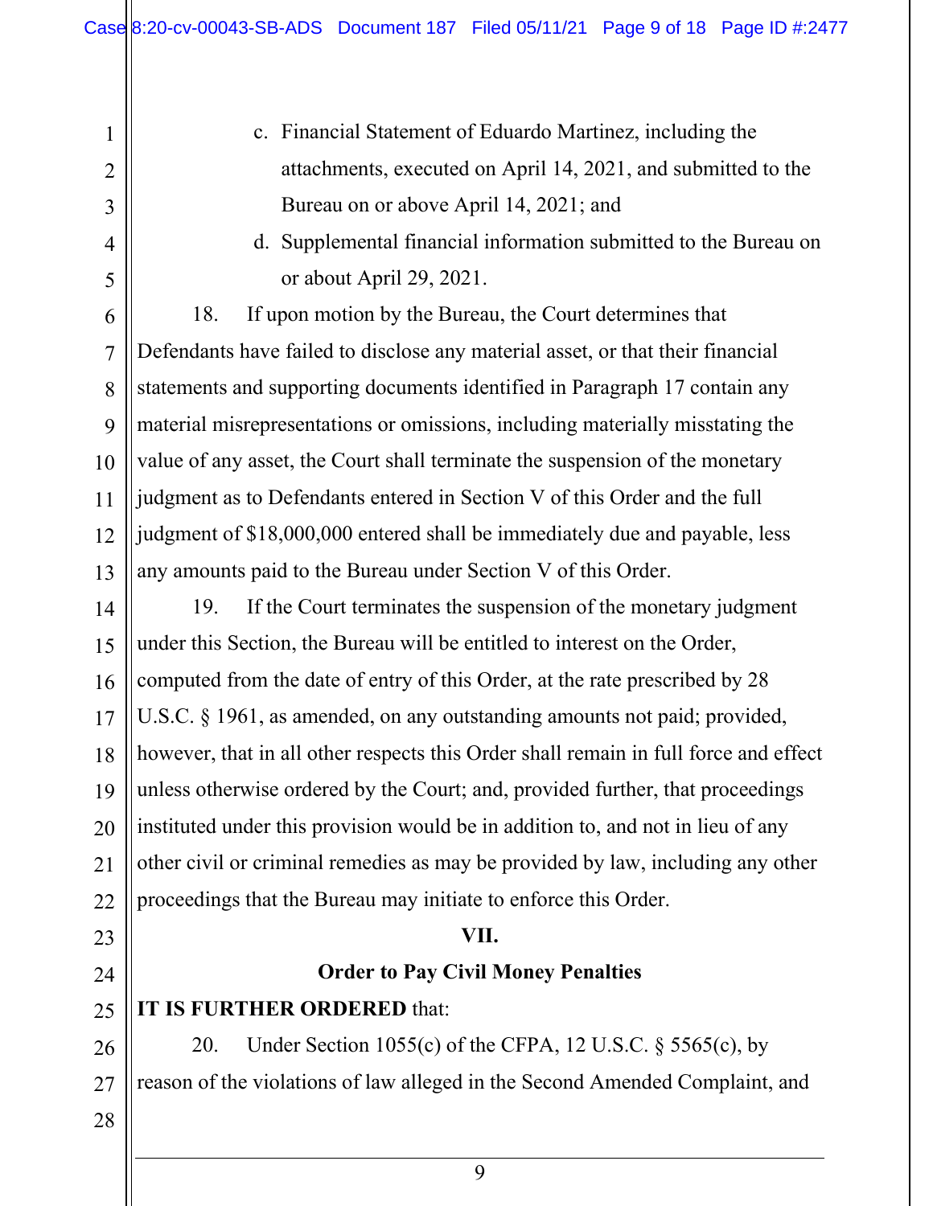c. Financial Statement of Eduardo Martinez, including the attachments, executed on April 14, 2021, and submitted to the Bureau on or above April 14, 2021; and

d. Supplemental financial information submitted to the Bureau on or about April 29, 2021.

18. If upon motion by the Bureau, the Court determines that Defendants have failed to disclose any material asset, or that their financial statements and supporting documents identified in Paragraph 17 contain any material misrepresentations or omissions, including materially misstating the value of any asset, the Court shall terminate the suspension of the monetary judgment as to Defendants entered in Section V of this Order and the full judgment of $18,000,000 entered shall be immediately due and payable, less any amounts paid to the Bureau under Section V of this Order.

19. If the Court terminates the suspension of the monetary judgment under this Section, the Bureau will be entitled to interest on the Order, computed from the date of entry of this Order, at the rate prescribed by 28 U.S.C. § 1961, as amended, on any outstanding amounts not paid; provided, however, that in all other respects this Order shall remain in full force and effect unless otherwise ordered by the Court; and, provided further, that proceedings instituted under this provision would be in addition to, and not in lieu of any other civil or criminal remedies as may be provided by law, including any other proceedings that the Bureau may initiate to enforce this Order.

## VII.

## Order to Pay Civil Money Penalties

**IT IS FURTHER ORDERED** that:

20. Under Section 1055(c) of the CFPA, 12 U.S.C. § 5565(c), by reason of the violations of law alleged in the Second Amended Complaint, and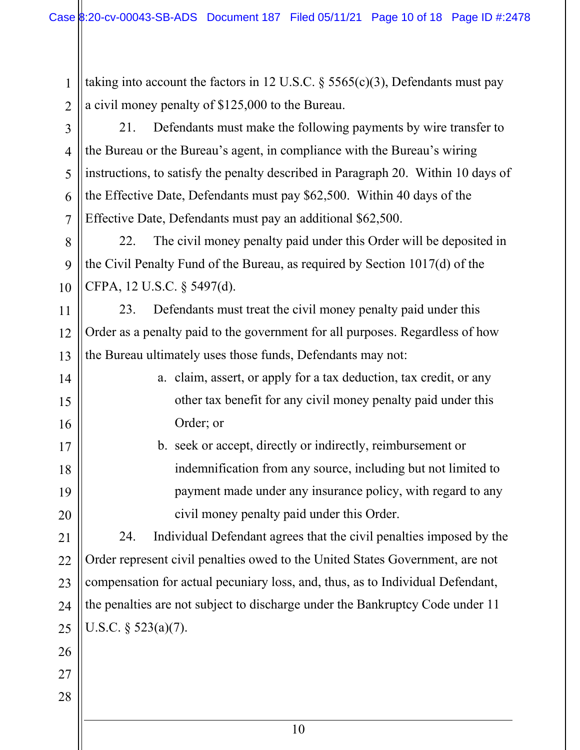taking into account the factors in 12 U.S.C. § 5565(c)(3), Defendants must pay a civil money penalty of $125,000 to the Bureau.

21. Defendants must make the following payments by wire transfer to the Bureau or the Bureau's agent, in compliance with the Bureau's wiring instructions, to satisfy the penalty described in Paragraph 20. Within 10 days of the Effective Date, Defendants must pay $62,500. Within 40 days of the Effective Date, Defendants must pay an additional $62,500.

22. The civil money penalty paid under this Order will be deposited in the Civil Penalty Fund of the Bureau, as required by Section 1017(d) of the CFPA, 12 U.S.C. § 5497(d).

23. Defendants must treat the civil money penalty paid under this Order as a penalty paid to the government for all purposes. Regardless of how the Bureau ultimately uses those funds, Defendants may not:

a. claim, assert, or apply for a tax deduction, tax credit, or any other tax benefit for any civil money penalty paid under this Order; or

b. seek or accept, directly or indirectly, reimbursement or indemnification from any source, including but not limited to payment made under any insurance policy, with regard to any civil money penalty paid under this Order.

24. Individual Defendant agrees that the civil penalties imposed by the Order represent civil penalties owed to the United States Government, are not compensation for actual pecuniary loss, and, thus, as to Individual Defendant, the penalties are not subject to discharge under the Bankruptcy Code under 11 U.S.C. § 523(a)(7).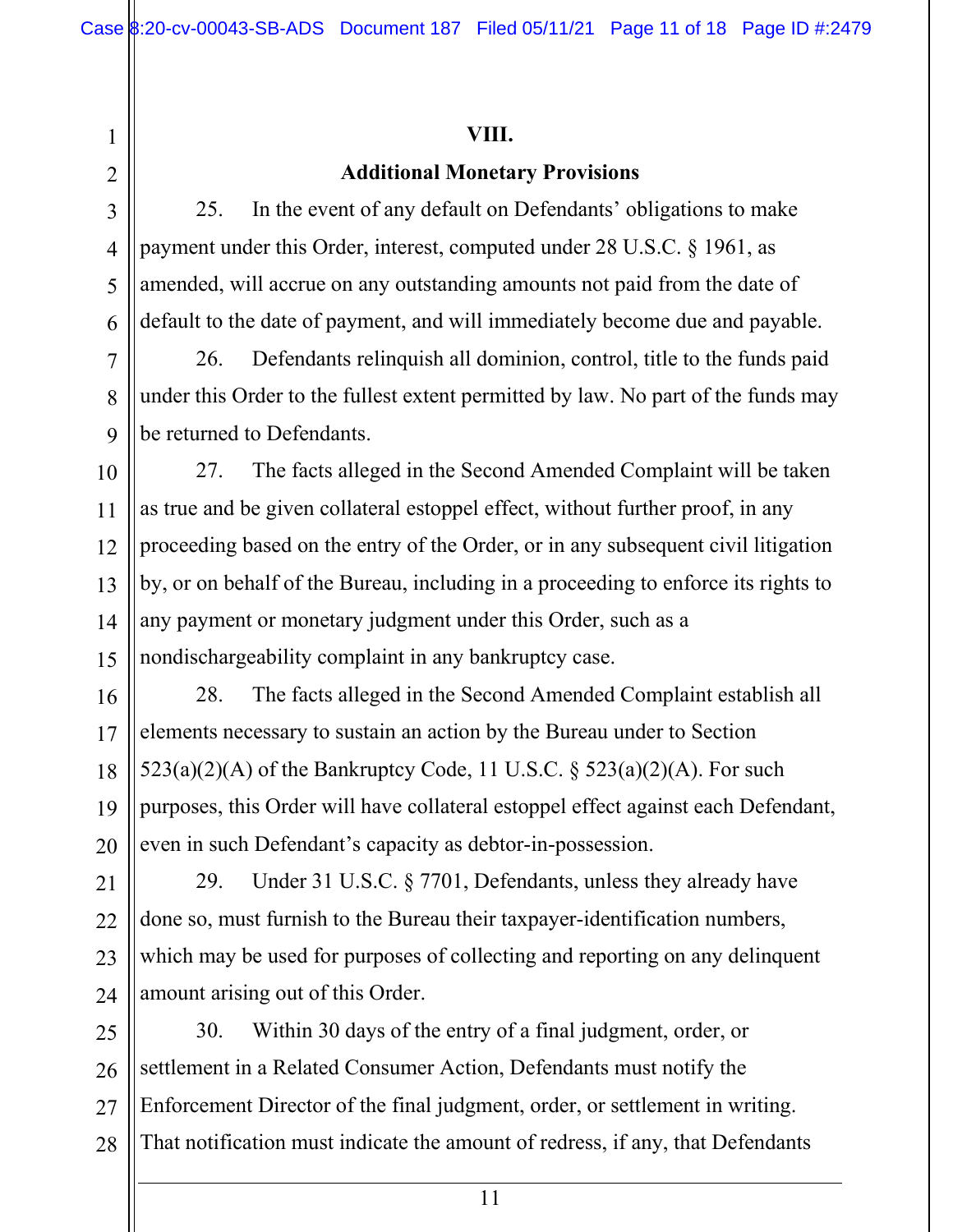## VIII.

## Additional Monetary Provisions

25. In the event of any default on Defendants' obligations to make payment under this Order, interest, computed under 28 U.S.C. § 1961, as amended, will accrue on any outstanding amounts not paid from the date of default to the date of payment, and will immediately become due and payable.

26. Defendants relinquish all dominion, control, title to the funds paid under this Order to the fullest extent permitted by law. No part of the funds may be returned to Defendants.

27. The facts alleged in the Second Amended Complaint will be taken as true and be given collateral estoppel effect, without further proof, in any proceeding based on the entry of the Order, or in any subsequent civil litigation by, or on behalf of the Bureau, including in a proceeding to enforce its rights to any payment or monetary judgment under this Order, such as a nondischargeability complaint in any bankruptcy case.

28. The facts alleged in the Second Amended Complaint establish all elements necessary to sustain an action by the Bureau under to Section 523(a)(2)(A) of the Bankruptcy Code, 11 U.S.C. § 523(a)(2)(A). For such purposes, this Order will have collateral estoppel effect against each Defendant, even in such Defendant's capacity as debtor-in-possession.

29. Under 31 U.S.C. § 7701, Defendants, unless they already have done so, must furnish to the Bureau their taxpayer-identification numbers, which may be used for purposes of collecting and reporting on any delinquent amount arising out of this Order.

30. Within 30 days of the entry of a final judgment, order, or settlement in a Related Consumer Action, Defendants must notify the Enforcement Director of the final judgment, order, or settlement in writing. That notification must indicate the amount of redress, if any, that Defendants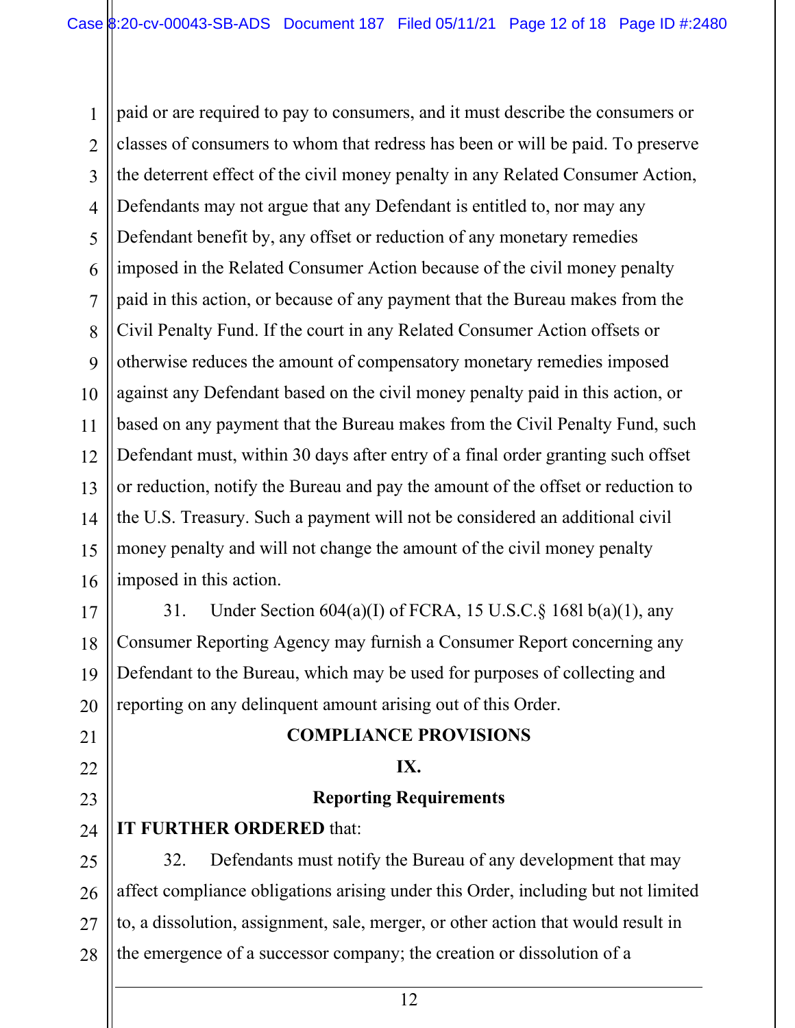paid or are required to pay to consumers, and it must describe the consumers or classes of consumers to whom that redress has been or will be paid. To preserve the deterrent effect of the civil money penalty in any Related Consumer Action, Defendants may not argue that any Defendant is entitled to, nor may any Defendant benefit by, any offset or reduction of any monetary remedies imposed in the Related Consumer Action because of the civil money penalty paid in this action, or because of any payment that the Bureau makes from the Civil Penalty Fund. If the court in any Related Consumer Action offsets or otherwise reduces the amount of compensatory monetary remedies imposed against any Defendant based on the civil money penalty paid in this action, or based on any payment that the Bureau makes from the Civil Penalty Fund, such Defendant must, within 30 days after entry of a final order granting such offset or reduction, notify the Bureau and pay the amount of the offset or reduction to the U.S. Treasury. Such a payment will not be considered an additional civil money penalty and will not change the amount of the civil money penalty imposed in this action.

31. Under Section 604(a)(I) of FCRA, 15 U.S.C.§ 168l b(a)(1), any Consumer Reporting Agency may furnish a Consumer Report concerning any Defendant to the Bureau, which may be used for purposes of collecting and reporting on any delinquent amount arising out of this Order.

**COMPLIANCE PROVISIONS**

**IX.**

**Reporting Requirements**

**IT FURTHER ORDERED** that:

32. Defendants must notify the Bureau of any development that may affect compliance obligations arising under this Order, including but not limited to, a dissolution, assignment, sale, merger, or other action that would result in the emergence of a successor company; the creation or dissolution of a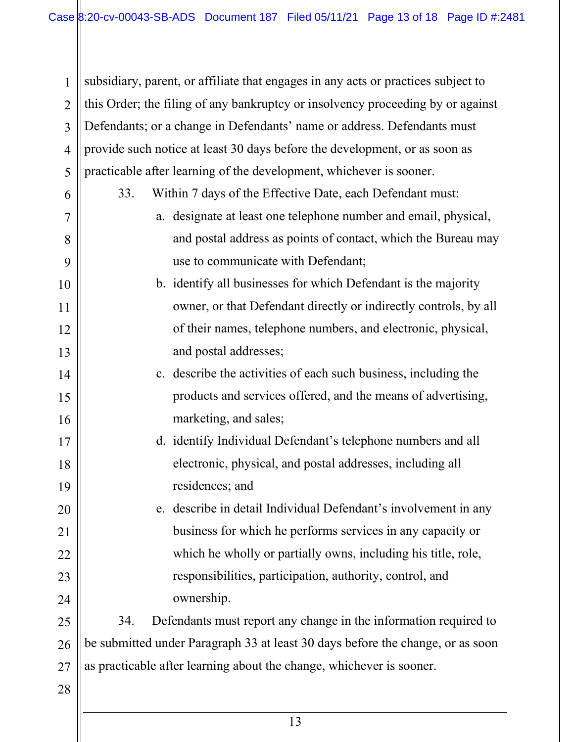subsidiary, parent, or affiliate that engages in any acts or practices subject to this Order; the filing of any bankruptcy or insolvency proceeding by or against Defendants; or a change in Defendants' name or address. Defendants must provide such notice at least 30 days before the development, or as soon as practicable after learning of the development, whichever is sooner.

33. Within 7 days of the Effective Date, each Defendant must:

a. designate at least one telephone number and email, physical, and postal address as points of contact, which the Bureau may use to communicate with Defendant;

b. identify all businesses for which Defendant is the majority owner, or that Defendant directly or indirectly controls, by all of their names, telephone numbers, and electronic, physical, and postal addresses;

c. describe the activities of each such business, including the products and services offered, and the means of advertising, marketing, and sales;

d. identify Individual Defendant's telephone numbers and all electronic, physical, and postal addresses, including all residences; and

e. describe in detail Individual Defendant's involvement in any business for which he performs services in any capacity or which he wholly or partially owns, including his title, role, responsibilities, participation, authority, control, and ownership.

34. Defendants must report any change in the information required to be submitted under Paragraph 33 at least 30 days before the change, or as soon as practicable after learning about the change, whichever is sooner.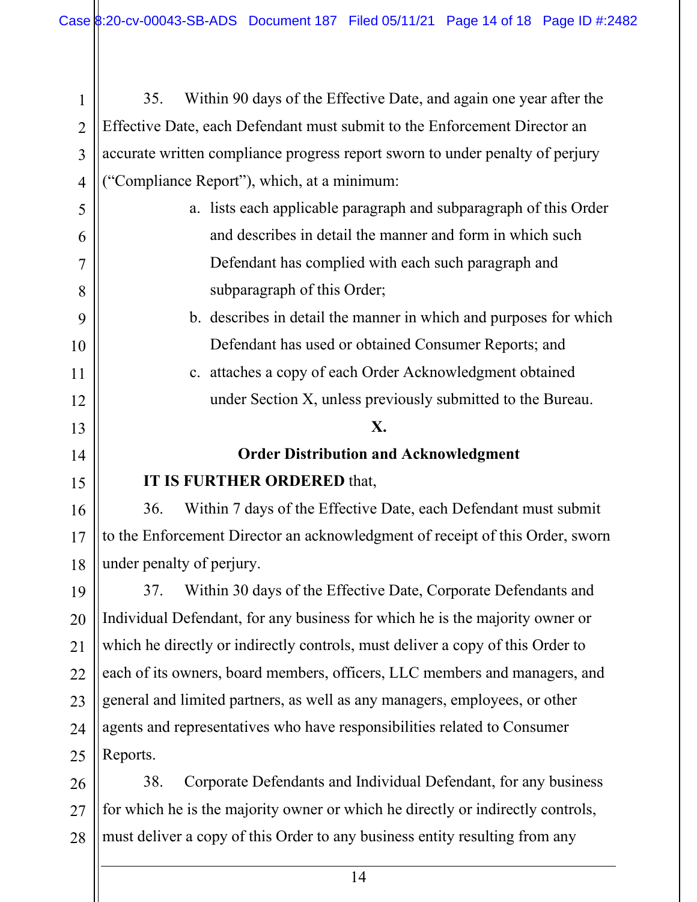35. Within 90 days of the Effective Date, and again one year after the Effective Date, each Defendant must submit to the Enforcement Director an accurate written compliance progress report sworn to under penalty of perjury ("Compliance Report"), which, at a minimum:

a. lists each applicable paragraph and subparagraph of this Order and describes in detail the manner and form in which such Defendant has complied with each such paragraph and subparagraph of this Order;

b. describes in detail the manner in which and purposes for which Defendant has used or obtained Consumer Reports; and

c. attaches a copy of each Order Acknowledgment obtained under Section X, unless previously submitted to the Bureau.

## X.

## Order Distribution and Acknowledgment

**IT IS FURTHER ORDERED** that,

36. Within 7 days of the Effective Date, each Defendant must submit to the Enforcement Director an acknowledgment of receipt of this Order, sworn under penalty of perjury.

37. Within 30 days of the Effective Date, Corporate Defendants and Individual Defendant, for any business for which he is the majority owner or which he directly or indirectly controls, must deliver a copy of this Order to each of its owners, board members, officers, LLC members and managers, and general and limited partners, as well as any managers, employees, or other agents and representatives who have responsibilities related to Consumer Reports.

38. Corporate Defendants and Individual Defendant, for any business for which he is the majority owner or which he directly or indirectly controls, must deliver a copy of this Order to any business entity resulting from any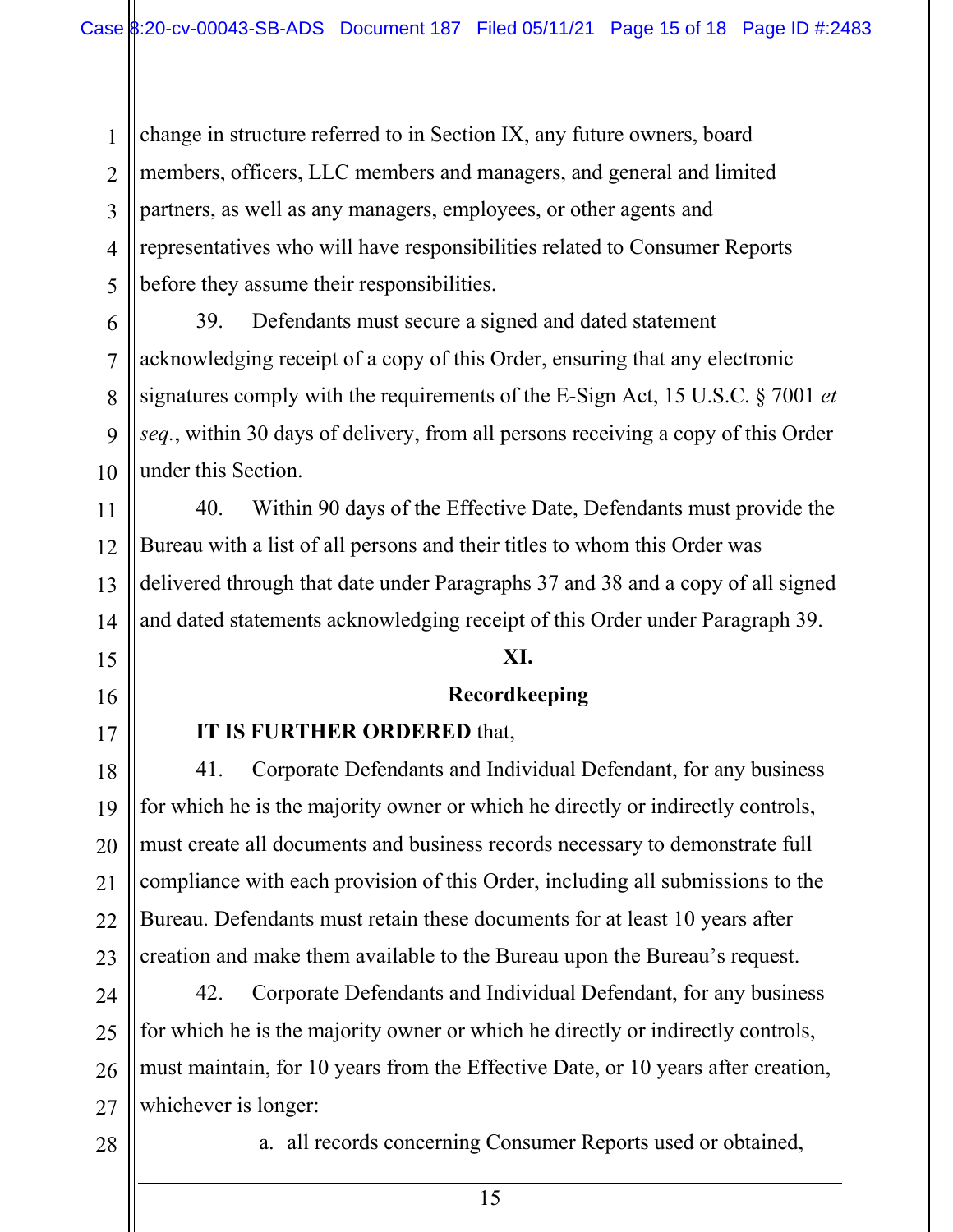change in structure referred to in Section IX, any future owners, board members, officers, LLC members and managers, and general and limited partners, as well as any managers, employees, or other agents and representatives who will have responsibilities related to Consumer Reports before they assume their responsibilities.

39. Defendants must secure a signed and dated statement acknowledging receipt of a copy of this Order, ensuring that any electronic signatures comply with the requirements of the E-Sign Act, 15 U.S.C. § 7001 *et seq.*, within 30 days of delivery, from all persons receiving a copy of this Order under this Section.

40. Within 90 days of the Effective Date, Defendants must provide the Bureau with a list of all persons and their titles to whom this Order was delivered through that date under Paragraphs 37 and 38 and a copy of all signed and dated statements acknowledging receipt of this Order under Paragraph 39.

## XI.

## Recordkeeping

**IT IS FURTHER ORDERED** that,

41. Corporate Defendants and Individual Defendant, for any business for which he is the majority owner or which he directly or indirectly controls, must create all documents and business records necessary to demonstrate full compliance with each provision of this Order, including all submissions to the Bureau. Defendants must retain these documents for at least 10 years after creation and make them available to the Bureau upon the Bureau's request.

42. Corporate Defendants and Individual Defendant, for any business for which he is the majority owner or which he directly or indirectly controls, must maintain, for 10 years from the Effective Date, or 10 years after creation, whichever is longer:

a. all records concerning Consumer Reports used or obtained,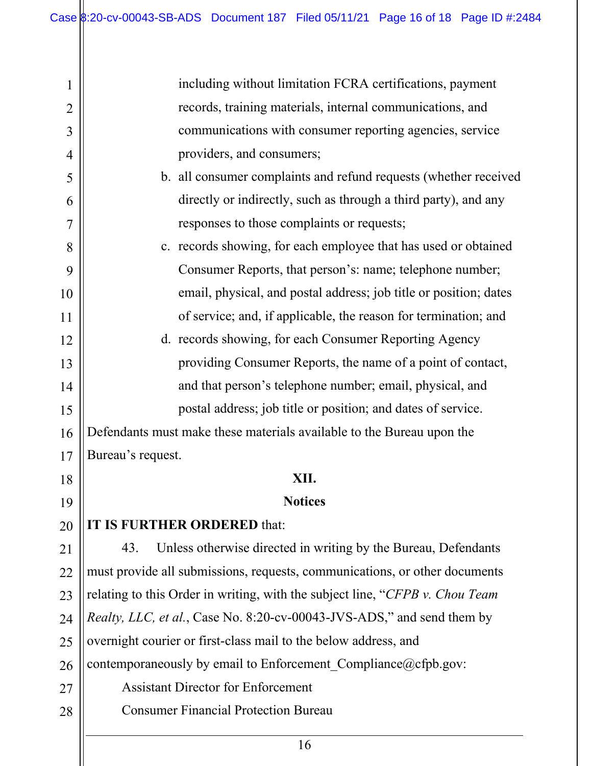including without limitation FCRA certifications, payment records, training materials, internal communications, and communications with consumer reporting agencies, service providers, and consumers;

b. all consumer complaints and refund requests (whether received directly or indirectly, such as through a third party), and any responses to those complaints or requests;

c. records showing, for each employee that has used or obtained Consumer Reports, that person's: name; telephone number; email, physical, and postal address; job title or position; dates of service; and, if applicable, the reason for termination; and

d. records showing, for each Consumer Reporting Agency providing Consumer Reports, the name of a point of contact, and that person's telephone number; email, physical, and postal address; job title or position; and dates of service.

Defendants must make these materials available to the Bureau upon the Bureau's request.

## XII.

## Notices

**IT IS FURTHER ORDERED** that:

43. Unless otherwise directed in writing by the Bureau, Defendants must provide all submissions, requests, communications, or other documents relating to this Order in writing, with the subject line, "*CFPB v. Chou Team Realty, LLC, et al.*, Case No. 8:20-cv-00043-JVS-ADS," and send them by overnight courier or first-class mail to the below address, and contemporaneously by email to Enforcement_Compliance@cfpb.gov:

Assistant Director for Enforcement
Consumer Financial Protection Bureau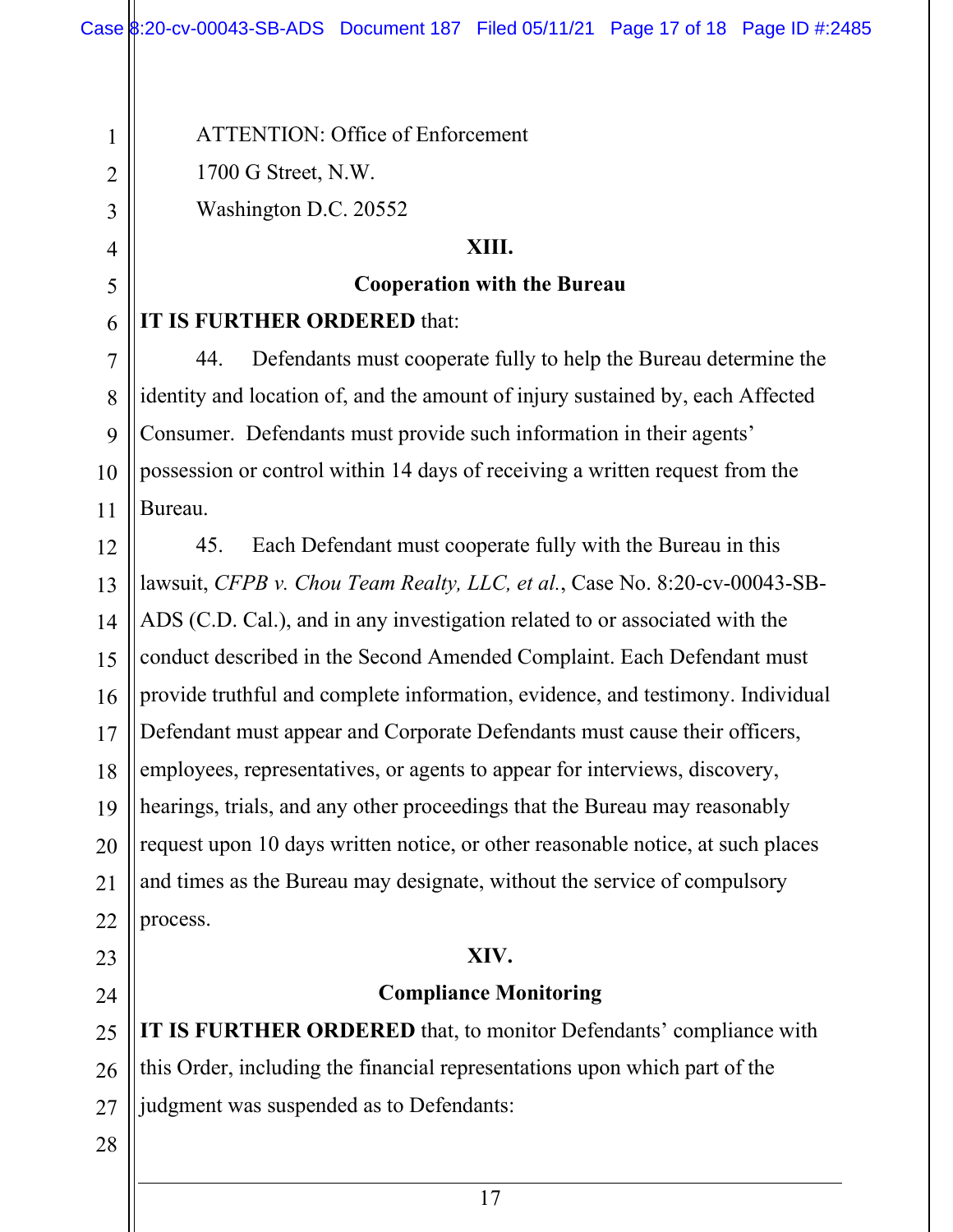ATTENTION: Office of Enforcement

1700 G Street, N.W.

Washington D.C. 20552

## XIII.

## Cooperation with the Bureau

**IT IS FURTHER ORDERED** that:

44. Defendants must cooperate fully to help the Bureau determine the identity and location of, and the amount of injury sustained by, each Affected Consumer. Defendants must provide such information in their agents' possession or control within 14 days of receiving a written request from the Bureau.

45. Each Defendant must cooperate fully with the Bureau in this lawsuit, *CFPB v. Chou Team Realty, LLC, et al.*, Case No. 8:20-cv-00043-SB-ADS (C.D. Cal.), and in any investigation related to or associated with the conduct described in the Second Amended Complaint. Each Defendant must provide truthful and complete information, evidence, and testimony. Individual Defendant must appear and Corporate Defendants must cause their officers, employees, representatives, or agents to appear for interviews, discovery, hearings, trials, and any other proceedings that the Bureau may reasonably request upon 10 days written notice, or other reasonable notice, at such places and times as the Bureau may designate, without the service of compulsory process.

## XIV.

## Compliance Monitoring

**IT IS FURTHER ORDERED** that, to monitor Defendants' compliance with this Order, including the financial representations upon which part of the judgment was suspended as to Defendants: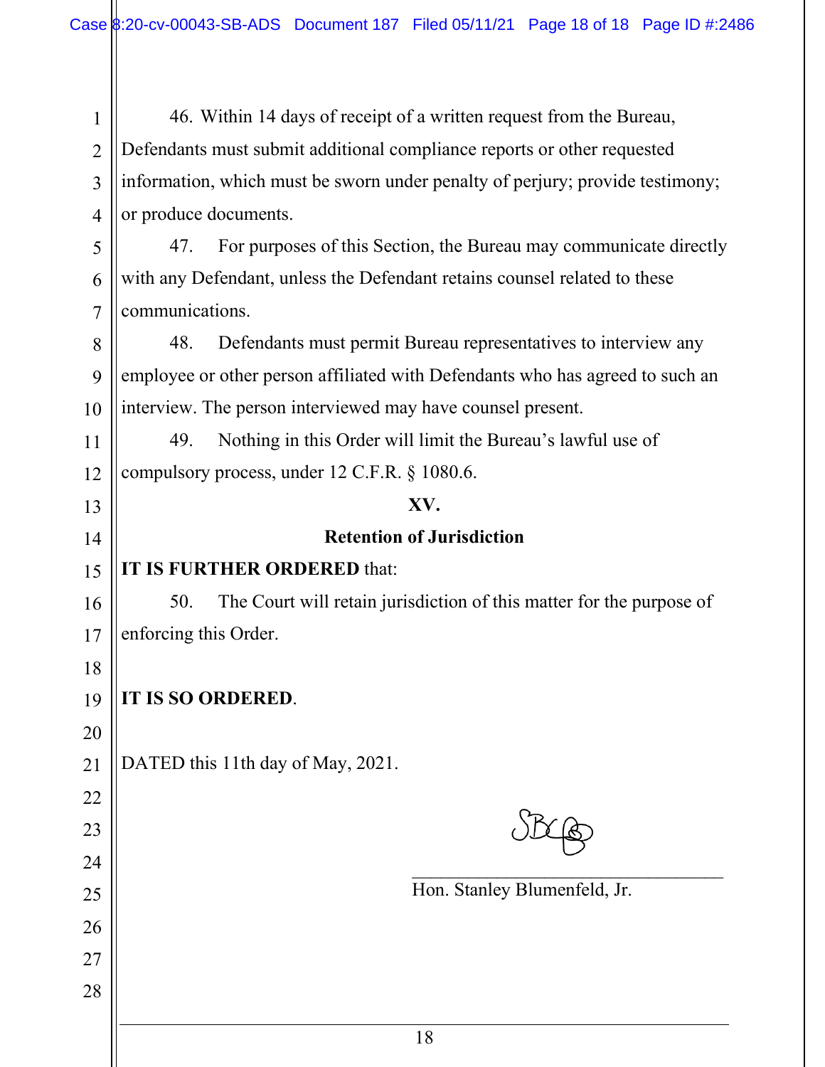46. Within 14 days of receipt of a written request from the Bureau, Defendants must submit additional compliance reports or other requested information, which must be sworn under penalty of perjury; provide testimony; or produce documents.

47. For purposes of this Section, the Bureau may communicate directly with any Defendant, unless the Defendant retains counsel related to these communications.

48. Defendants must permit Bureau representatives to interview any employee or other person affiliated with Defendants who has agreed to such an interview. The person interviewed may have counsel present.

49. Nothing in this Order will limit the Bureau's lawful use of compulsory process, under 12 C.F.R. § 1080.6.

## XV.

## Retention of Jurisdiction

**IT IS FURTHER ORDERED** that:

50. The Court will retain jurisdiction of this matter for the purpose of enforcing this Order.

**IT IS SO ORDERED**.

DATED this 11th day of May, 2021.

Hon. Stanley Blumenfeld, Jr.